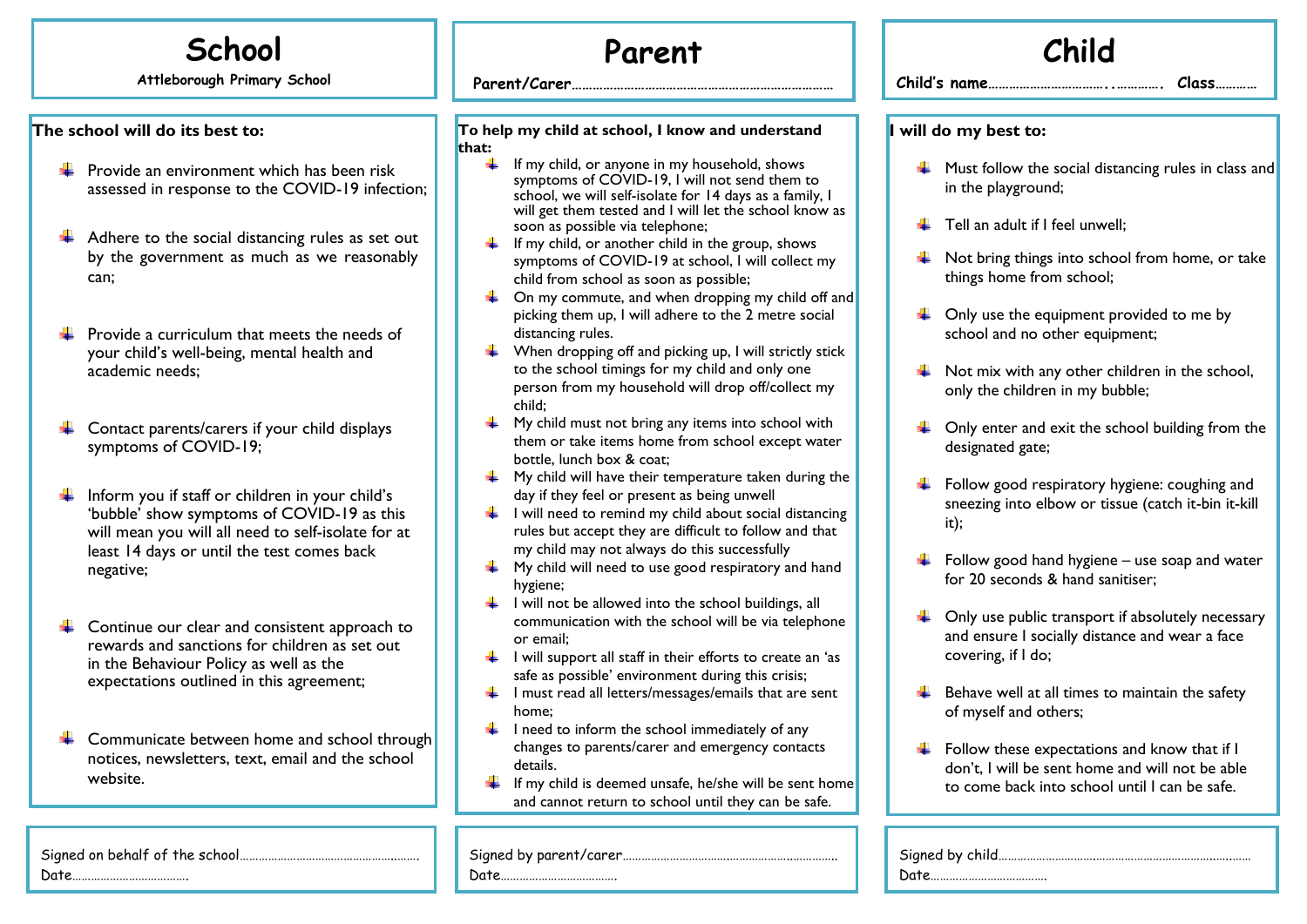# School

**Attleborough Primary School**

**The school will do its best to:**

- Provide an environment which has been risk assessed in response to the COVID-19 infection;
- Adhere to the social distancing rules as set out by the government as much as we reasonably can;
- Provide a curriculum that meets the needs of your child's well-being, mental health and academic needs;
- Contact parents/carers if your child displays symptoms of COVID-19;
- Inform you if staff or children in your child's 'bubble' show symptoms of COVID-19 as this will mean you will all need to self-isolate for at least 14 days or until the test comes back negative;
- Continue our clear and consistent approach to rewards and sanctions for children as set out in the Behaviour Policy as well as the expectations outlined in this agreement;
- Communicate between home and school through notices, newsletters, text, email and the school website.

Signed on behalf of the school……………………………………………….

Date……………………………….

# Parent

**Parent/Carer**…………………………………………………………………

**To help my child at school, I know and understand that:**

- If my child, or anyone in my household, shows symptoms of COVID-19, I will not send them to school, we will self-isolate for 14 days as a family, I will get them tested and I will let the school know as soon as possible via telephone;
- If my child, or another child in the group, shows symptoms of COVID-19 at school, I will collect my child from school as soon as possible;
- On my commute, and when dropping my child off and picking them up, I will adhere to the 2 metre social distancing rules.
- When dropping off and picking up, I will strictly stick to the school timings for my child and only one person from my household will drop off/collect my child;
- My child must not bring any items into school with them or take items home from school except water bottle, lunch box & coat;
- My child will have their temperature taken during the day if they feel or present as being unwell
- I will need to remind my child about social distancing rules but accept they are difficult to follow and that my child may not always do this successfully
- My child will need to use good respiratory and hand hygiene;
- I will not be allowed into the school buildings, all communication with the school will be via telephone or email;
- I will support all staff in their efforts to create an 'as safe as possible' environment during this crisis;
- I must read all letters/messages/emails that are sent home;
- I need to inform the school immediately of any changes to parents/carer and emergency contacts details.
- If my child is deemed unsafe, he/she will be sent home and cannot return to school until they can be safe.

Signed by parent/carer…………………………………………………………

Date……………………………….

# Child

**Child's name**………………………….………….. **Class**…………

**I will do my best to:**

- Must follow the social distancing rules in class and in the playground;
- Tell an adult if I feel unwell;
- Not bring things into school from home, or take things home from school;
- Only use the equipment provided to me by school and no other equipment;
- Not mix with any other children in the school, only the children in my bubble;
- Only enter and exit the school building from the designated gate;
- Follow good respiratory hygiene: coughing and sneezing into elbow or tissue (catch it-bin it-kill it);
- Follow good hand hygiene – use soap and water for 20 seconds & hand sanitiser;
- Only use public transport if absolutely necessary and ensure I socially distance and wear a face covering, if I do;
- Behave well at all times to maintain the safety of myself and others;
- Follow these expectations and know that if I don't, I will be sent home and will not be able to come back into school until I can be safe.

Signed by child…………………………………………………………………

Date……………………………….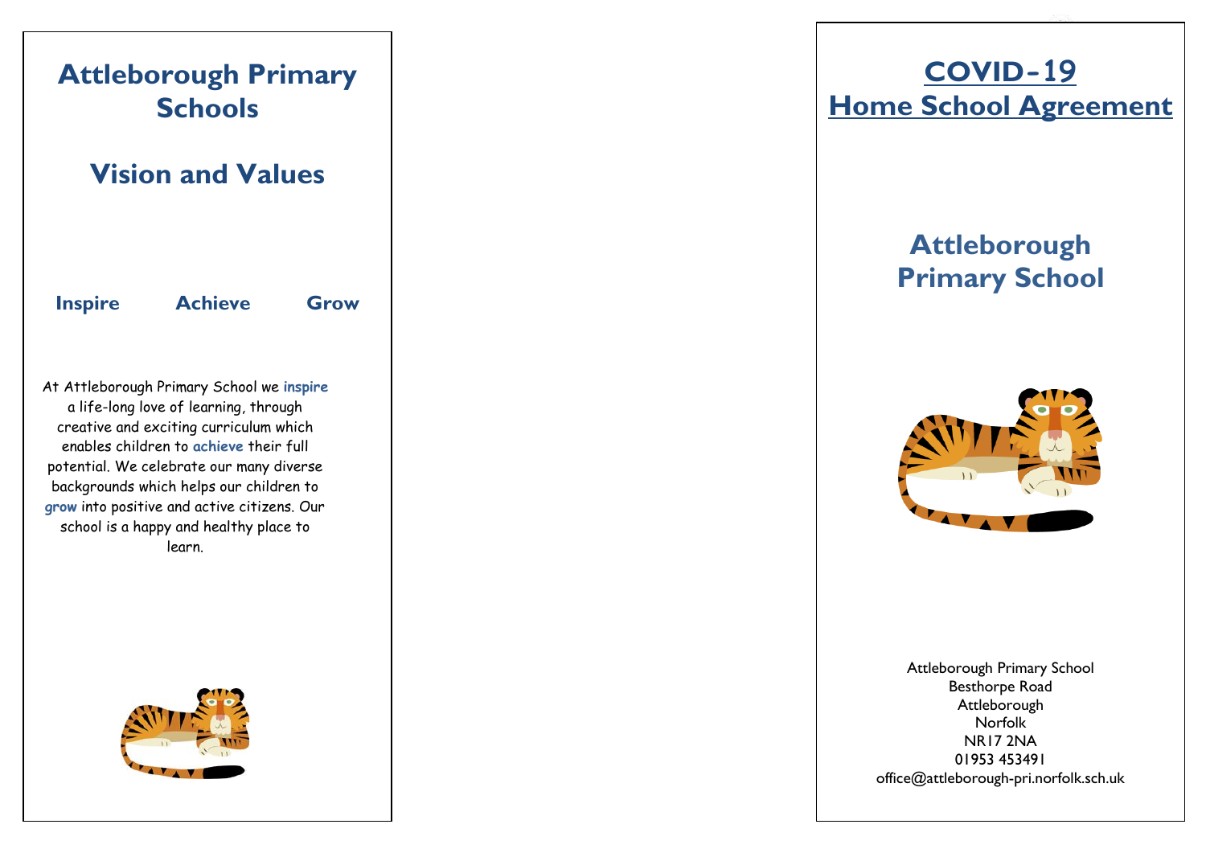# Attleborough Primary Schools

## Vision and Values

**Inspire** **Achieve** **Grow**

At Attleborough Primary School we **inspire** a life-long love of learning, through creative and exciting curriculum which enables children to **achieve** their full potential. We celebrate our many diverse backgrounds which helps our children to **grow** into positive and active citizens. Our school is a happy and healthy place to learn.

# COVID-19 Home School Agreement

## Attleborough Primary School

Attleborough Primary School
Besthorpe Road
Attleborough
Norfolk
NR17 2NA
01953 453491
office@attleborough-pri.norfolk.sch.uk